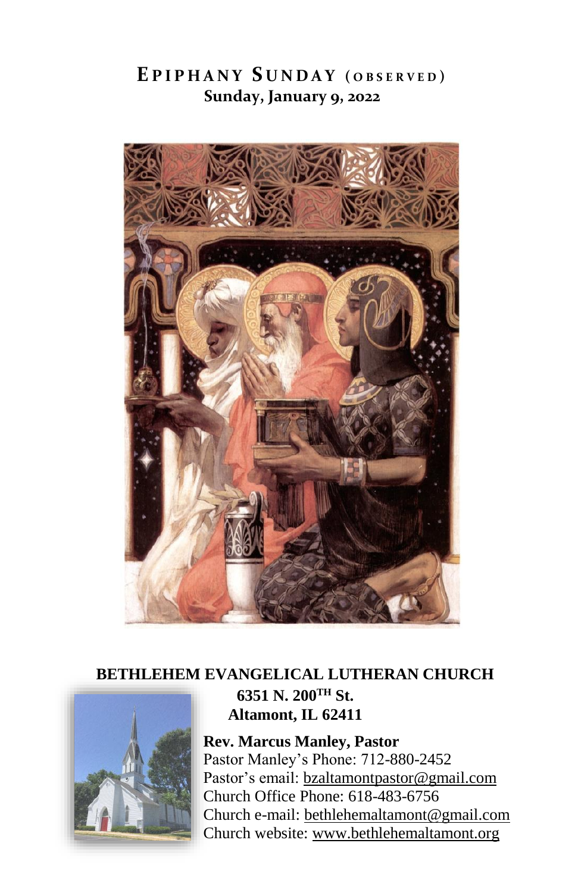# EPIPHANY SUNDAY (OBSERVED)

**Sunday, January 9, 2022**

**BETHLEHEM EVANGELICAL LUTHERAN CHURCH**

**6351 N. 200TH St.**
**Altamont, IL 62411**

**Rev. Marcus Manley, Pastor**
Pastor Manley's Phone: 712-880-2452
Pastor's email: bzaltamontpastor@gmail.com
Church Office Phone: 618-483-6756
Church e-mail: bethlehemaltamont@gmail.com
Church website: www.bethlehemaltamont.org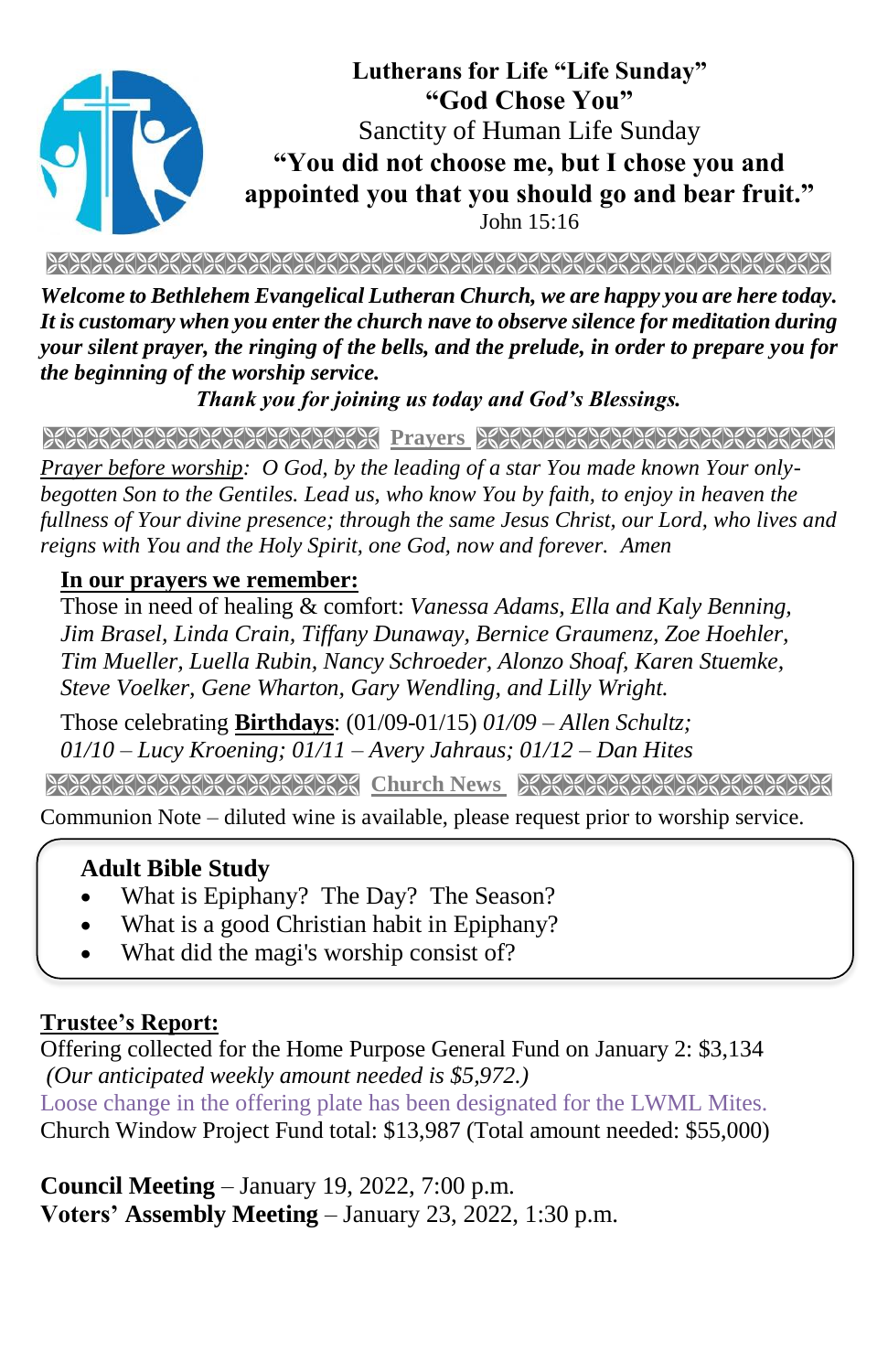**Lutherans for Life "Life Sunday"**
**"God Chose You"**
Sanctity of Human Life Sunday
**"You did not choose me, but I chose you and appointed you that you should go and bear fruit."**
John 15:16

***Welcome to Bethlehem Evangelical Lutheran Church, we are happy you are here today. It is customary when you enter the church nave to observe silence for meditation during your silent prayer, the ringing of the bells, and the prelude, in order to prepare you for the beginning of the worship service.***

***Thank you for joining us today and God's Blessings.***

## Prayers

*Prayer before worship: O God, by the leading of a star You made known Your only-begotten Son to the Gentiles. Lead us, who know You by faith, to enjoy in heaven the fullness of Your divine presence; through the same Jesus Christ, our Lord, who lives and reigns with You and the Holy Spirit, one God, now and forever. Amen*

**In our prayers we remember:**

Those in need of healing & comfort: *Vanessa Adams, Ella and Kaly Benning, Jim Brasel, Linda Crain, Tiffany Dunaway, Bernice Graumenz, Zoe Hoehler, Tim Mueller, Luella Rubin, Nancy Schroeder, Alonzo Shoaf, Karen Stuemke, Steve Voelker, Gene Wharton, Gary Wendling, and Lilly Wright.*

Those celebrating **Birthdays**: (01/09-01/15) *01/09 – Allen Schultz; 01/10 – Lucy Kroening; 01/11 – Avery Jahraus; 01/12 – Dan Hites*

## Church News

Communion Note – diluted wine is available, please request prior to worship service.

**Adult Bible Study**

- What is Epiphany? The Day? The Season?
- What is a good Christian habit in Epiphany?
- What did the magi's worship consist of?

**Trustee's Report:**

Offering collected for the Home Purpose General Fund on January 2: $3,134
*(Our anticipated weekly amount needed is $5,972.)*
Loose change in the offering plate has been designated for the LWML Mites.
Church Window Project Fund total: $13,987 (Total amount needed: $55,000)

**Council Meeting** – January 19, 2022, 7:00 p.m.
**Voters' Assembly Meeting** – January 23, 2022, 1:30 p.m.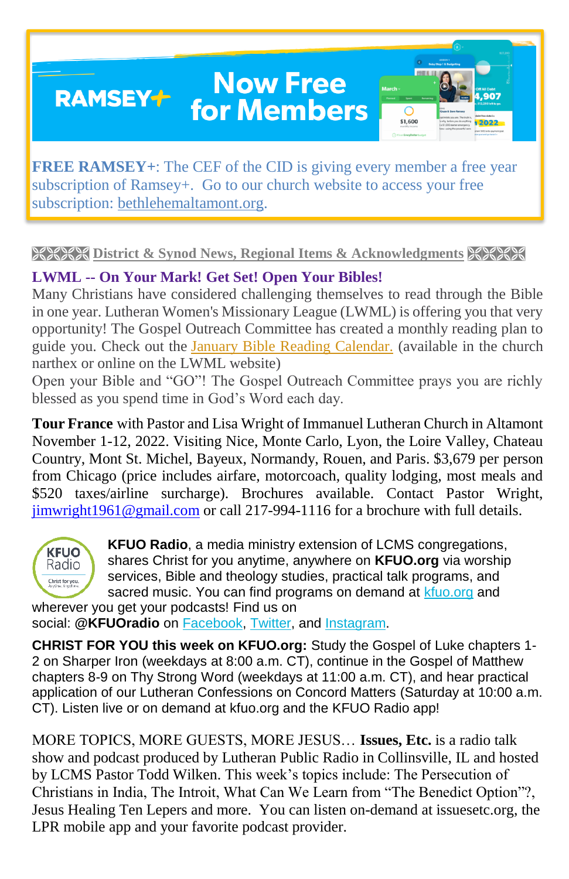RAMSEY+ Now Free for Members

**FREE RAMSEY+**: The CEF of the CID is giving every member a free year subscription of Ramsey+. Go to our church website to access your free subscription: bethlehemaltamont.org.

## District & Synod News, Regional Items & Acknowledgments

### LWML -- On Your Mark! Get Set! Open Your Bibles!

Many Christians have considered challenging themselves to read through the Bible in one year. Lutheran Women's Missionary League (LWML) is offering you that very opportunity! The Gospel Outreach Committee has created a monthly reading plan to guide you. Check out the January Bible Reading Calendar. (available in the church narthex or online on the LWML website)

Open your Bible and "GO"! The Gospel Outreach Committee prays you are richly blessed as you spend time in God's Word each day.

**Tour France** with Pastor and Lisa Wright of Immanuel Lutheran Church in Altamont November 1-12, 2022. Visiting Nice, Monte Carlo, Lyon, the Loire Valley, Chateau Country, Mont St. Michel, Bayeux, Normandy, Rouen, and Paris. $3,679 per person from Chicago (price includes airfare, motorcoach, quality lodging, most meals and $520 taxes/airline surcharge). Brochures available. Contact Pastor Wright, jimwright1961@gmail.com or call 217-994-1116 for a brochure with full details.

**KFUO Radio**, a media ministry extension of LCMS congregations, shares Christ for you anytime, anywhere on **KFUO.org** via worship services, Bible and theology studies, practical talk programs, and sacred music. You can find programs on demand at kfuo.org and wherever you get your podcasts! Find us on social: **@KFUOradio** on Facebook, Twitter, and Instagram.

**CHRIST FOR YOU this week on KFUO.org:** Study the Gospel of Luke chapters 1-2 on Sharper Iron (weekdays at 8:00 a.m. CT), continue in the Gospel of Matthew chapters 8-9 on Thy Strong Word (weekdays at 11:00 a.m. CT), and hear practical application of our Lutheran Confessions on Concord Matters (Saturday at 10:00 a.m. CT). Listen live or on demand at kfuo.org and the KFUO Radio app!

MORE TOPICS, MORE GUESTS, MORE JESUS… **Issues, Etc.** is a radio talk show and podcast produced by Lutheran Public Radio in Collinsville, IL and hosted by LCMS Pastor Todd Wilken. This week's topics include: The Persecution of Christians in India, The Introit, What Can We Learn from "The Benedict Option"?, Jesus Healing Ten Lepers and more. You can listen on-demand at issuesetc.org, the LPR mobile app and your favorite podcast provider.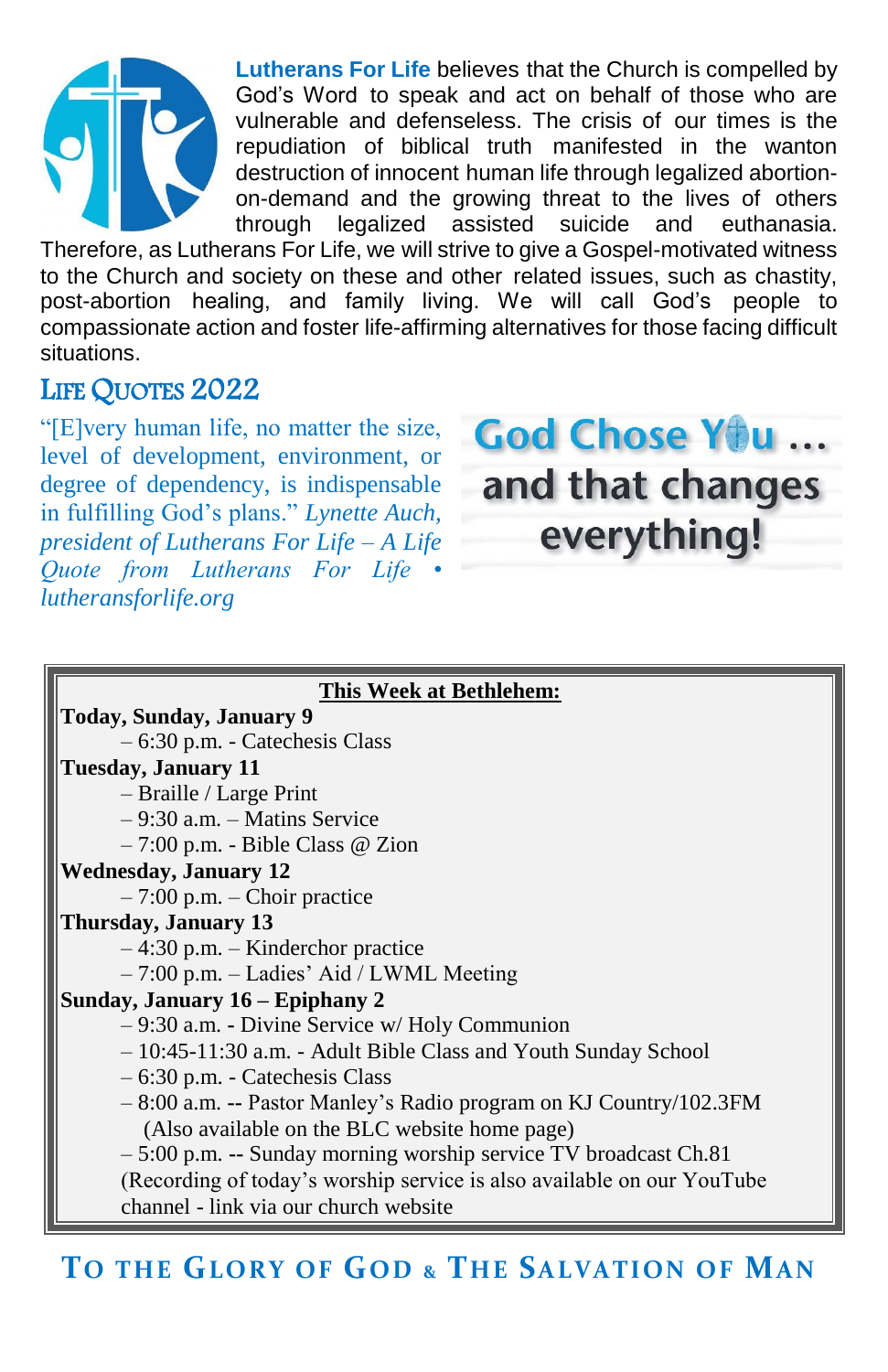**Lutherans For Life** believes that the Church is compelled by God's Word to speak and act on behalf of those who are vulnerable and defenseless. The crisis of our times is the repudiation of biblical truth manifested in the wanton destruction of innocent human life through legalized abortion-on-demand and the growing threat to the lives of others through legalized assisted suicide and euthanasia. Therefore, as Lutherans For Life, we will strive to give a Gospel-motivated witness to the Church and society on these and other related issues, such as chastity, post-abortion healing, and family living. We will call God's people to compassionate action and foster life-affirming alternatives for those facing difficult situations.

## Life Quotes 2022

"[E]very human life, no matter the size, level of development, environment, or degree of dependency, is indispensable in fulfilling God's plans." *Lynette Auch, president of Lutherans For Life – A Life Quote from Lutherans For Life • lutheransforlife.org*

**God Chose You … and that changes everything!**

**This Week at Bethlehem:**

**Today, Sunday, January 9**
- 6:30 p.m. - Catechesis Class

**Tuesday, January 11**
- Braille / Large Print
- 9:30 a.m. – Matins Service
- 7:00 p.m. - Bible Class @ Zion

**Wednesday, January 12**
- 7:00 p.m. – Choir practice

**Thursday, January 13**
- 4:30 p.m. – Kinderchor practice
- 7:00 p.m. – Ladies' Aid / LWML Meeting

**Sunday, January 16 – Epiphany 2**
- 9:30 a.m. - Divine Service w/ Holy Communion
- 10:45-11:30 a.m. - Adult Bible Class and Youth Sunday School
- 6:30 p.m. - Catechesis Class
- 8:00 a.m. -- Pastor Manley's Radio program on KJ Country/102.3FM (Also available on the BLC website home page)
- 5:00 p.m. -- Sunday morning worship service TV broadcast Ch.81 (Recording of today's worship service is also available on our YouTube channel - link via our church website

**To the Glory of God & The Salvation of Man**